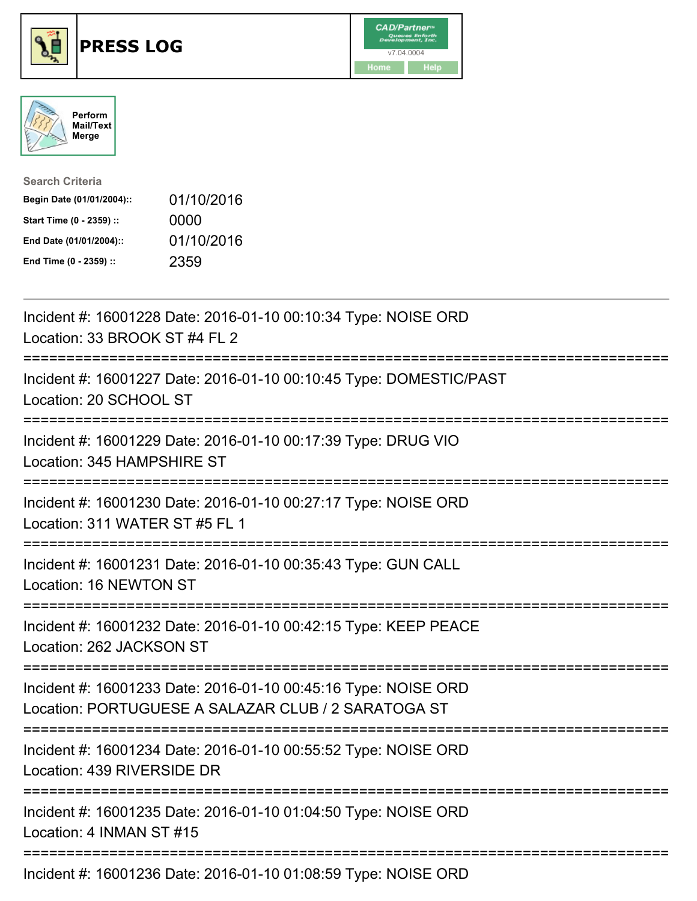# PRESS LOG

Perform Mail/Text Merge

**Search Criteria**

| | |
|---|---|
| **Begin Date (01/01/2004)::** | 01/10/2016 |
| **Start Time (0 - 2359) ::** | 0000 |
| **End Date (01/01/2004)::** | 01/10/2016 |
| **End Time (0 - 2359) ::** | 2359 |

---

Incident #: 16001228 Date: 2016-01-10 00:10:34 Type: NOISE ORD
Location: 33 BROOK ST #4 FL 2

===========================================================================

Incident #: 16001227 Date: 2016-01-10 00:10:45 Type: DOMESTIC/PAST
Location: 20 SCHOOL ST

===========================================================================

Incident #: 16001229 Date: 2016-01-10 00:17:39 Type: DRUG VIO
Location: 345 HAMPSHIRE ST

===========================================================================

Incident #: 16001230 Date: 2016-01-10 00:27:17 Type: NOISE ORD
Location: 311 WATER ST #5 FL 1

===========================================================================

Incident #: 16001231 Date: 2016-01-10 00:35:43 Type: GUN CALL
Location: 16 NEWTON ST

===========================================================================

Incident #: 16001232 Date: 2016-01-10 00:42:15 Type: KEEP PEACE
Location: 262 JACKSON ST

===========================================================================

Incident #: 16001233 Date: 2016-01-10 00:45:16 Type: NOISE ORD
Location: PORTUGUESE A SALAZAR CLUB / 2 SARATOGA ST

===========================================================================

Incident #: 16001234 Date: 2016-01-10 00:55:52 Type: NOISE ORD
Location: 439 RIVERSIDE DR

===========================================================================

Incident #: 16001235 Date: 2016-01-10 01:04:50 Type: NOISE ORD
Location: 4 INMAN ST #15

===========================================================================

Incident #: 16001236 Date: 2016-01-10 01:08:59 Type: NOISE ORD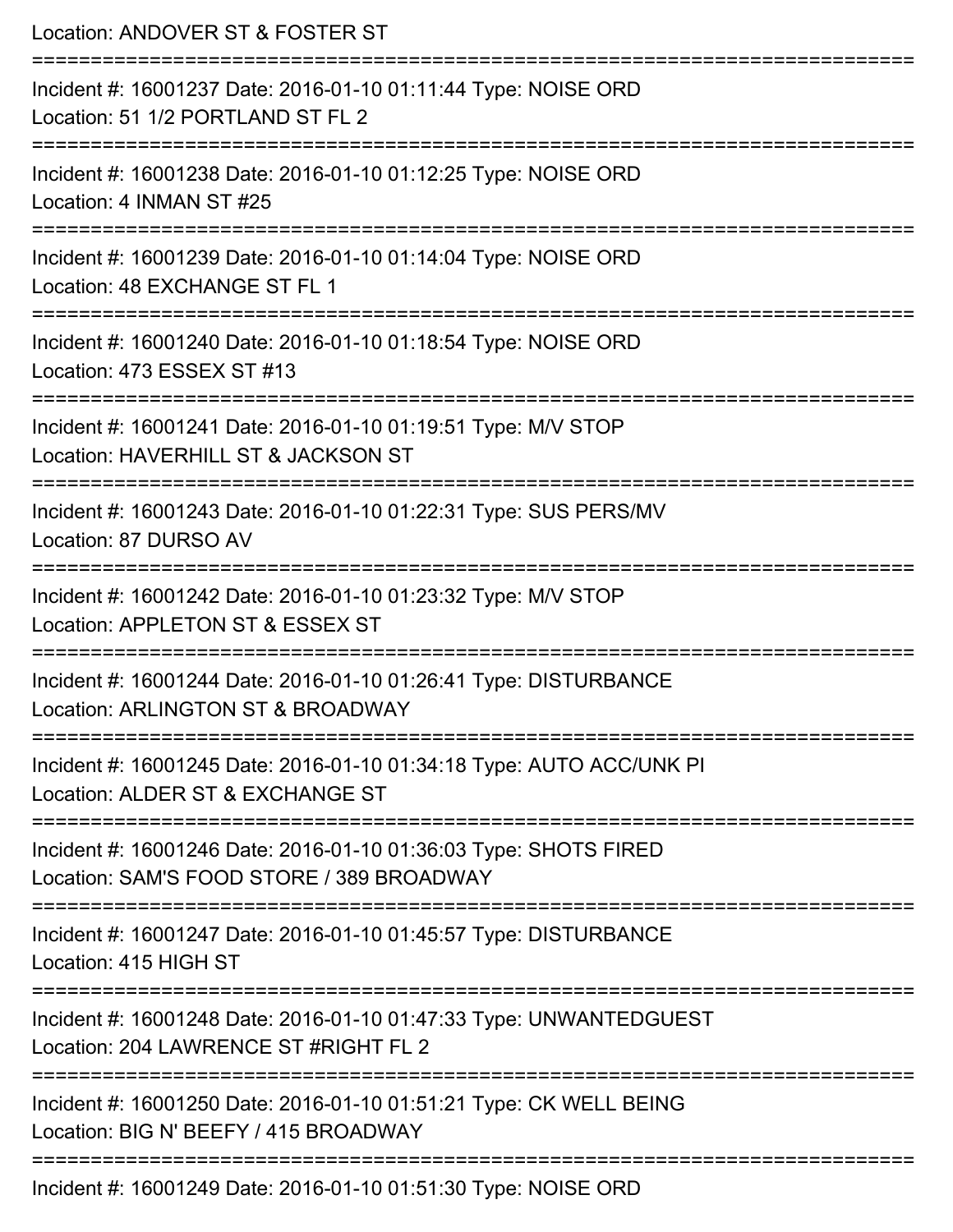Location: ANDOVER ST & FOSTER ST

===========================================================================

Incident #: 16001237 Date: 2016-01-10 01:11:44 Type: NOISE ORD
Location: 51 1/2 PORTLAND ST FL 2

===========================================================================

Incident #: 16001238 Date: 2016-01-10 01:12:25 Type: NOISE ORD
Location: 4 INMAN ST #25

===========================================================================

Incident #: 16001239 Date: 2016-01-10 01:14:04 Type: NOISE ORD
Location: 48 EXCHANGE ST FL 1

===========================================================================

Incident #: 16001240 Date: 2016-01-10 01:18:54 Type: NOISE ORD
Location: 473 ESSEX ST #13

===========================================================================

Incident #: 16001241 Date: 2016-01-10 01:19:51 Type: M/V STOP
Location: HAVERHILL ST & JACKSON ST

===========================================================================

Incident #: 16001243 Date: 2016-01-10 01:22:31 Type: SUS PERS/MV
Location: 87 DURSO AV

===========================================================================

Incident #: 16001242 Date: 2016-01-10 01:23:32 Type: M/V STOP
Location: APPLETON ST & ESSEX ST

===========================================================================

Incident #: 16001244 Date: 2016-01-10 01:26:41 Type: DISTURBANCE
Location: ARLINGTON ST & BROADWAY

===========================================================================

Incident #: 16001245 Date: 2016-01-10 01:34:18 Type: AUTO ACC/UNK PI
Location: ALDER ST & EXCHANGE ST

===========================================================================

Incident #: 16001246 Date: 2016-01-10 01:36:03 Type: SHOTS FIRED
Location: SAM'S FOOD STORE / 389 BROADWAY

===========================================================================

Incident #: 16001247 Date: 2016-01-10 01:45:57 Type: DISTURBANCE
Location: 415 HIGH ST

===========================================================================

Incident #: 16001248 Date: 2016-01-10 01:47:33 Type: UNWANTEDGUEST
Location: 204 LAWRENCE ST #RIGHT FL 2

===========================================================================

Incident #: 16001250 Date: 2016-01-10 01:51:21 Type: CK WELL BEING
Location: BIG N' BEEFY / 415 BROADWAY

===========================================================================

Incident #: 16001249 Date: 2016-01-10 01:51:30 Type: NOISE ORD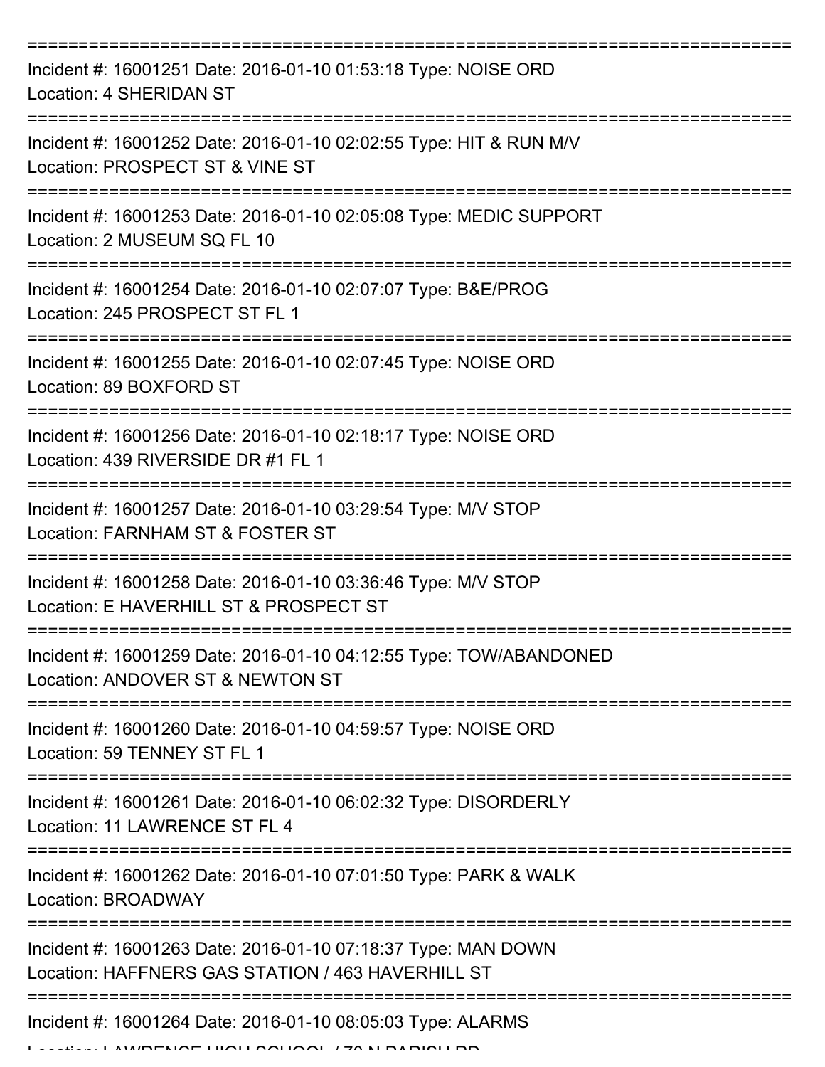Incident #: 16001251 Date: 2016-01-10 01:53:18 Type: NOISE ORD
Location: 4 SHERIDAN ST

---

Incident #: 16001252 Date: 2016-01-10 02:02:55 Type: HIT & RUN M/V
Location: PROSPECT ST & VINE ST

---

Incident #: 16001253 Date: 2016-01-10 02:05:08 Type: MEDIC SUPPORT
Location: 2 MUSEUM SQ FL 10

---

Incident #: 16001254 Date: 2016-01-10 02:07:07 Type: B&E/PROG
Location: 245 PROSPECT ST FL 1

---

Incident #: 16001255 Date: 2016-01-10 02:07:45 Type: NOISE ORD
Location: 89 BOXFORD ST

---

Incident #: 16001256 Date: 2016-01-10 02:18:17 Type: NOISE ORD
Location: 439 RIVERSIDE DR #1 FL 1

---

Incident #: 16001257 Date: 2016-01-10 03:29:54 Type: M/V STOP
Location: FARNHAM ST & FOSTER ST

---

Incident #: 16001258 Date: 2016-01-10 03:36:46 Type: M/V STOP
Location: E HAVERHILL ST & PROSPECT ST

---

Incident #: 16001259 Date: 2016-01-10 04:12:55 Type: TOW/ABANDONED
Location: ANDOVER ST & NEWTON ST

---

Incident #: 16001260 Date: 2016-01-10 04:59:57 Type: NOISE ORD
Location: 59 TENNEY ST FL 1

---

Incident #: 16001261 Date: 2016-01-10 06:02:32 Type: DISORDERLY
Location: 11 LAWRENCE ST FL 4

---

Incident #: 16001262 Date: 2016-01-10 07:01:50 Type: PARK & WALK
Location: BROADWAY

---

Incident #: 16001263 Date: 2016-01-10 07:18:37 Type: MAN DOWN
Location: HAFFNERS GAS STATION / 463 HAVERHILL ST

---

Incident #: 16001264 Date: 2016-01-10 08:05:03 Type: ALARMS
Location: LAWRENCE HIGH SCHOOL / 70 N PARISH RD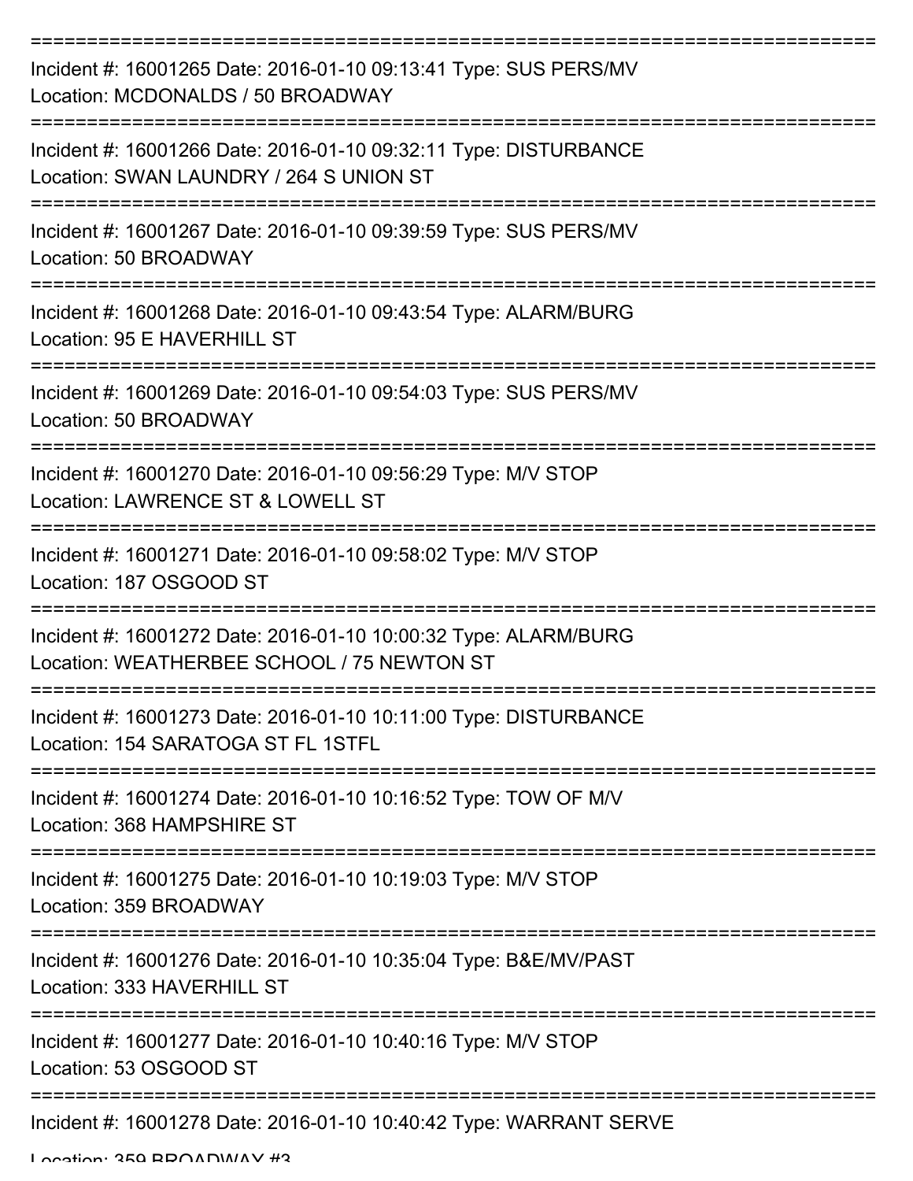Incident #: 16001265 Date: 2016-01-10 09:13:41 Type: SUS PERS/MV
Location: MCDONALDS / 50 BROADWAY

Incident #: 16001266 Date: 2016-01-10 09:32:11 Type: DISTURBANCE
Location: SWAN LAUNDRY / 264 S UNION ST

Incident #: 16001267 Date: 2016-01-10 09:39:59 Type: SUS PERS/MV
Location: 50 BROADWAY

Incident #: 16001268 Date: 2016-01-10 09:43:54 Type: ALARM/BURG
Location: 95 E HAVERHILL ST

Incident #: 16001269 Date: 2016-01-10 09:54:03 Type: SUS PERS/MV
Location: 50 BROADWAY

Incident #: 16001270 Date: 2016-01-10 09:56:29 Type: M/V STOP
Location: LAWRENCE ST & LOWELL ST

Incident #: 16001271 Date: 2016-01-10 09:58:02 Type: M/V STOP
Location: 187 OSGOOD ST

Incident #: 16001272 Date: 2016-01-10 10:00:32 Type: ALARM/BURG
Location: WEATHERBEE SCHOOL / 75 NEWTON ST

Incident #: 16001273 Date: 2016-01-10 10:11:00 Type: DISTURBANCE
Location: 154 SARATOGA ST FL 1STFL

Incident #: 16001274 Date: 2016-01-10 10:16:52 Type: TOW OF M/V
Location: 368 HAMPSHIRE ST

Incident #: 16001275 Date: 2016-01-10 10:19:03 Type: M/V STOP
Location: 359 BROADWAY

Incident #: 16001276 Date: 2016-01-10 10:35:04 Type: B&E/MV/PAST
Location: 333 HAVERHILL ST

Incident #: 16001277 Date: 2016-01-10 10:40:16 Type: M/V STOP
Location: 53 OSGOOD ST

Incident #: 16001278 Date: 2016-01-10 10:40:42 Type: WARRANT SERVE
Location: 359 BROADWAY #3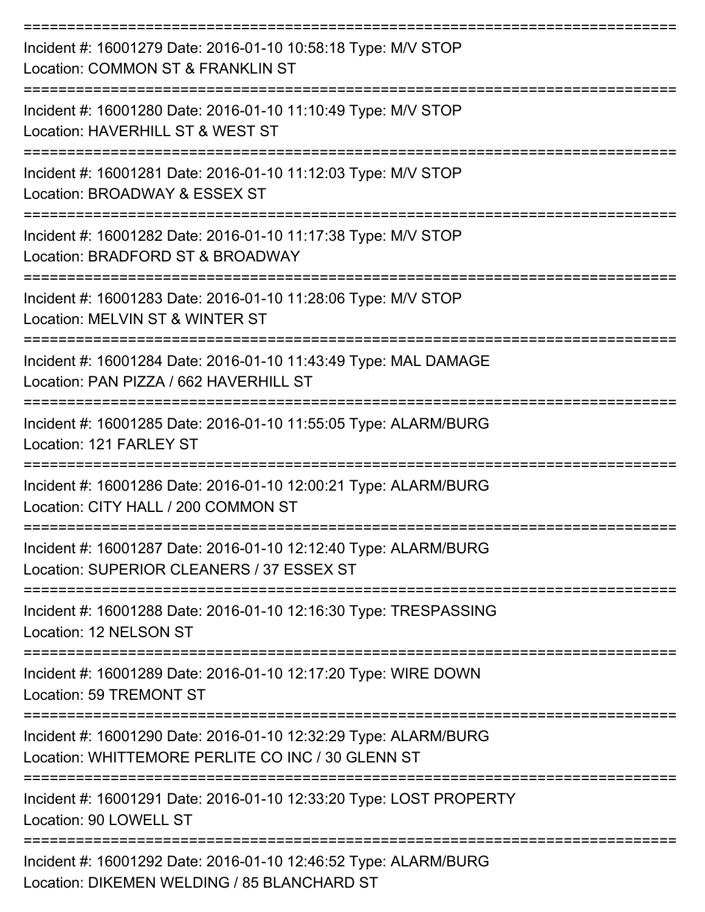===========================================================================

Incident #: 16001279 Date: 2016-01-10 10:58:18 Type: M/V STOP
Location: COMMON ST & FRANKLIN ST

===========================================================================

Incident #: 16001280 Date: 2016-01-10 11:10:49 Type: M/V STOP
Location: HAVERHILL ST & WEST ST

===========================================================================

Incident #: 16001281 Date: 2016-01-10 11:12:03 Type: M/V STOP
Location: BROADWAY & ESSEX ST

===========================================================================

Incident #: 16001282 Date: 2016-01-10 11:17:38 Type: M/V STOP
Location: BRADFORD ST & BROADWAY

===========================================================================

Incident #: 16001283 Date: 2016-01-10 11:28:06 Type: M/V STOP
Location: MELVIN ST & WINTER ST

===========================================================================

Incident #: 16001284 Date: 2016-01-10 11:43:49 Type: MAL DAMAGE
Location: PAN PIZZA / 662 HAVERHILL ST

===========================================================================

Incident #: 16001285 Date: 2016-01-10 11:55:05 Type: ALARM/BURG
Location: 121 FARLEY ST

===========================================================================

Incident #: 16001286 Date: 2016-01-10 12:00:21 Type: ALARM/BURG
Location: CITY HALL / 200 COMMON ST

===========================================================================

Incident #: 16001287 Date: 2016-01-10 12:12:40 Type: ALARM/BURG
Location: SUPERIOR CLEANERS / 37 ESSEX ST

===========================================================================

Incident #: 16001288 Date: 2016-01-10 12:16:30 Type: TRESPASSING
Location: 12 NELSON ST

===========================================================================

Incident #: 16001289 Date: 2016-01-10 12:17:20 Type: WIRE DOWN
Location: 59 TREMONT ST

===========================================================================

Incident #: 16001290 Date: 2016-01-10 12:32:29 Type: ALARM/BURG
Location: WHITTEMORE PERLITE CO INC / 30 GLENN ST

===========================================================================

Incident #: 16001291 Date: 2016-01-10 12:33:20 Type: LOST PROPERTY
Location: 90 LOWELL ST

===========================================================================

Incident #: 16001292 Date: 2016-01-10 12:46:52 Type: ALARM/BURG
Location: DIKEMEN WELDING / 85 BLANCHARD ST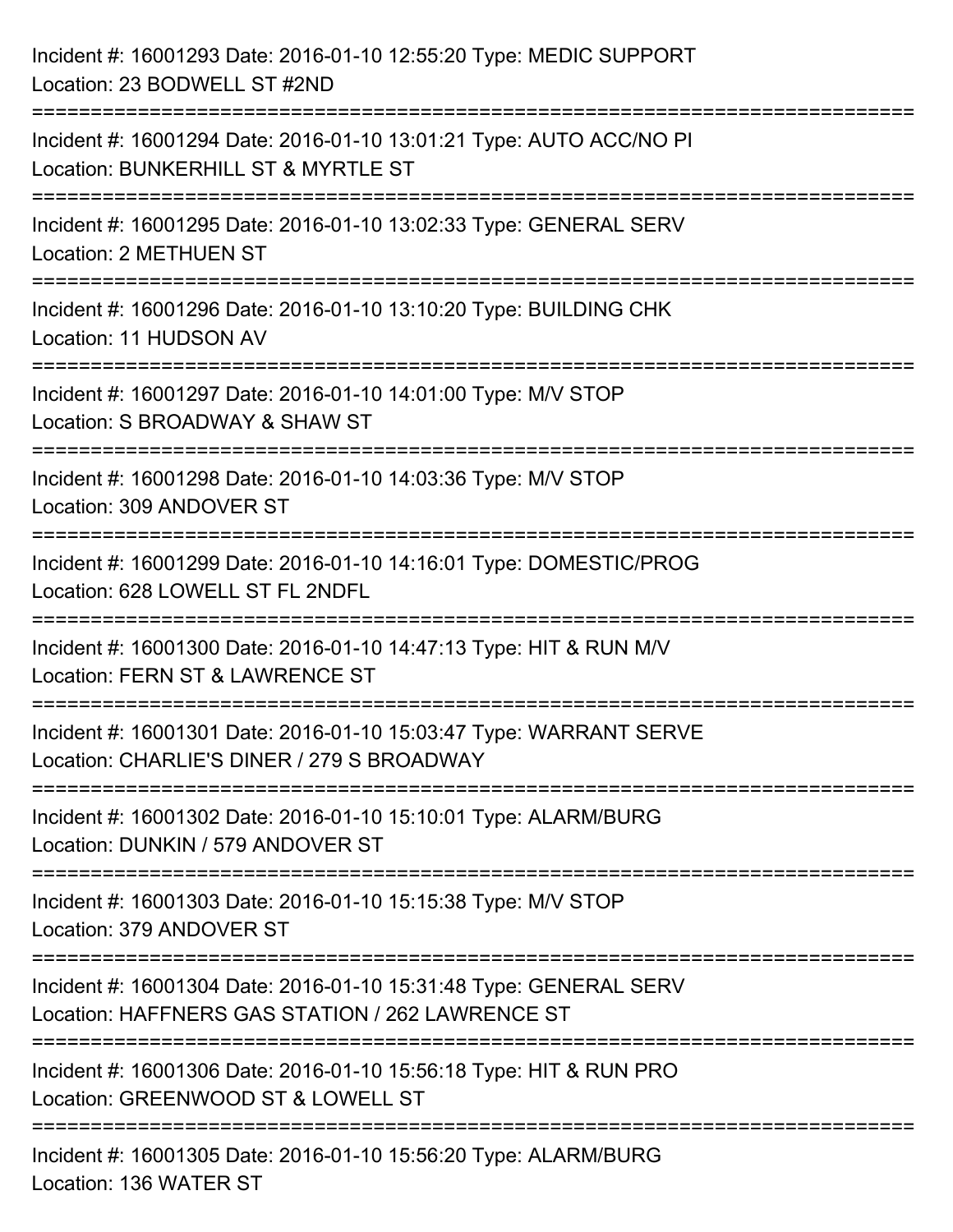Incident #: 16001293 Date: 2016-01-10 12:55:20 Type: MEDIC SUPPORT
Location: 23 BODWELL ST #2ND

===========================================================================

Incident #: 16001294 Date: 2016-01-10 13:01:21 Type: AUTO ACC/NO PI
Location: BUNKERHILL ST & MYRTLE ST

===========================================================================

Incident #: 16001295 Date: 2016-01-10 13:02:33 Type: GENERAL SERV
Location: 2 METHUEN ST

===========================================================================

Incident #: 16001296 Date: 2016-01-10 13:10:20 Type: BUILDING CHK
Location: 11 HUDSON AV

===========================================================================

Incident #: 16001297 Date: 2016-01-10 14:01:00 Type: M/V STOP
Location: S BROADWAY & SHAW ST

===========================================================================

Incident #: 16001298 Date: 2016-01-10 14:03:36 Type: M/V STOP
Location: 309 ANDOVER ST

===========================================================================

Incident #: 16001299 Date: 2016-01-10 14:16:01 Type: DOMESTIC/PROG
Location: 628 LOWELL ST FL 2NDFL

===========================================================================

Incident #: 16001300 Date: 2016-01-10 14:47:13 Type: HIT & RUN M/V
Location: FERN ST & LAWRENCE ST

===========================================================================

Incident #: 16001301 Date: 2016-01-10 15:03:47 Type: WARRANT SERVE
Location: CHARLIE'S DINER / 279 S BROADWAY

===========================================================================

Incident #: 16001302 Date: 2016-01-10 15:10:01 Type: ALARM/BURG
Location: DUNKIN / 579 ANDOVER ST

===========================================================================

Incident #: 16001303 Date: 2016-01-10 15:15:38 Type: M/V STOP
Location: 379 ANDOVER ST

===========================================================================

Incident #: 16001304 Date: 2016-01-10 15:31:48 Type: GENERAL SERV
Location: HAFFNERS GAS STATION / 262 LAWRENCE ST

===========================================================================

Incident #: 16001306 Date: 2016-01-10 15:56:18 Type: HIT & RUN PRO
Location: GREENWOOD ST & LOWELL ST

===========================================================================

Incident #: 16001305 Date: 2016-01-10 15:56:20 Type: ALARM/BURG
Location: 136 WATER ST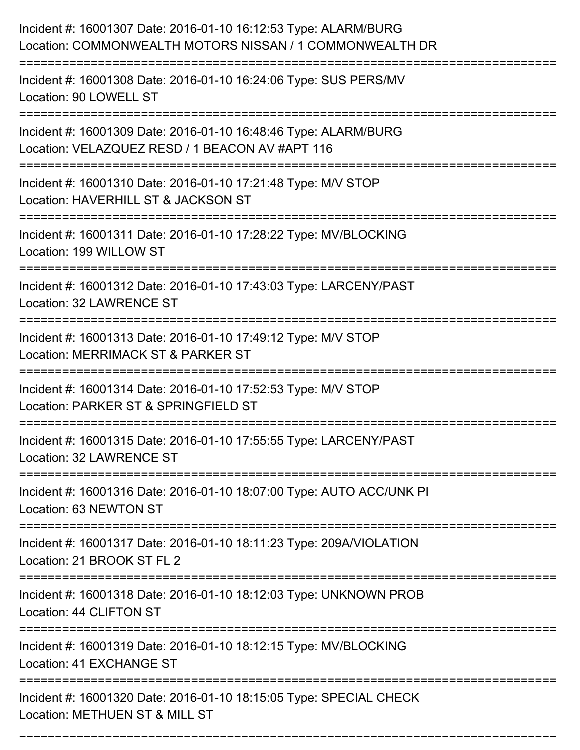Incident #: 16001307 Date: 2016-01-10 16:12:53 Type: ALARM/BURG
Location: COMMONWEALTH MOTORS NISSAN / 1 COMMONWEALTH DR

===========================================================================

Incident #: 16001308 Date: 2016-01-10 16:24:06 Type: SUS PERS/MV
Location: 90 LOWELL ST

===========================================================================

Incident #: 16001309 Date: 2016-01-10 16:48:46 Type: ALARM/BURG
Location: VELAZQUEZ RESD / 1 BEACON AV #APT 116

===========================================================================

Incident #: 16001310 Date: 2016-01-10 17:21:48 Type: M/V STOP
Location: HAVERHILL ST & JACKSON ST

===========================================================================

Incident #: 16001311 Date: 2016-01-10 17:28:22 Type: MV/BLOCKING
Location: 199 WILLOW ST

===========================================================================

Incident #: 16001312 Date: 2016-01-10 17:43:03 Type: LARCENY/PAST
Location: 32 LAWRENCE ST

===========================================================================

Incident #: 16001313 Date: 2016-01-10 17:49:12 Type: M/V STOP
Location: MERRIMACK ST & PARKER ST

===========================================================================

Incident #: 16001314 Date: 2016-01-10 17:52:53 Type: M/V STOP
Location: PARKER ST & SPRINGFIELD ST

===========================================================================

Incident #: 16001315 Date: 2016-01-10 17:55:55 Type: LARCENY/PAST
Location: 32 LAWRENCE ST

===========================================================================

Incident #: 16001316 Date: 2016-01-10 18:07:00 Type: AUTO ACC/UNK PI
Location: 63 NEWTON ST

===========================================================================

Incident #: 16001317 Date: 2016-01-10 18:11:23 Type: 209A/VIOLATION
Location: 21 BROOK ST FL 2

===========================================================================

Incident #: 16001318 Date: 2016-01-10 18:12:03 Type: UNKNOWN PROB
Location: 44 CLIFTON ST

===========================================================================

Incident #: 16001319 Date: 2016-01-10 18:12:15 Type: MV/BLOCKING
Location: 41 EXCHANGE ST

===========================================================================

Incident #: 16001320 Date: 2016-01-10 18:15:05 Type: SPECIAL CHECK
Location: METHUEN ST & MILL ST

===========================================================================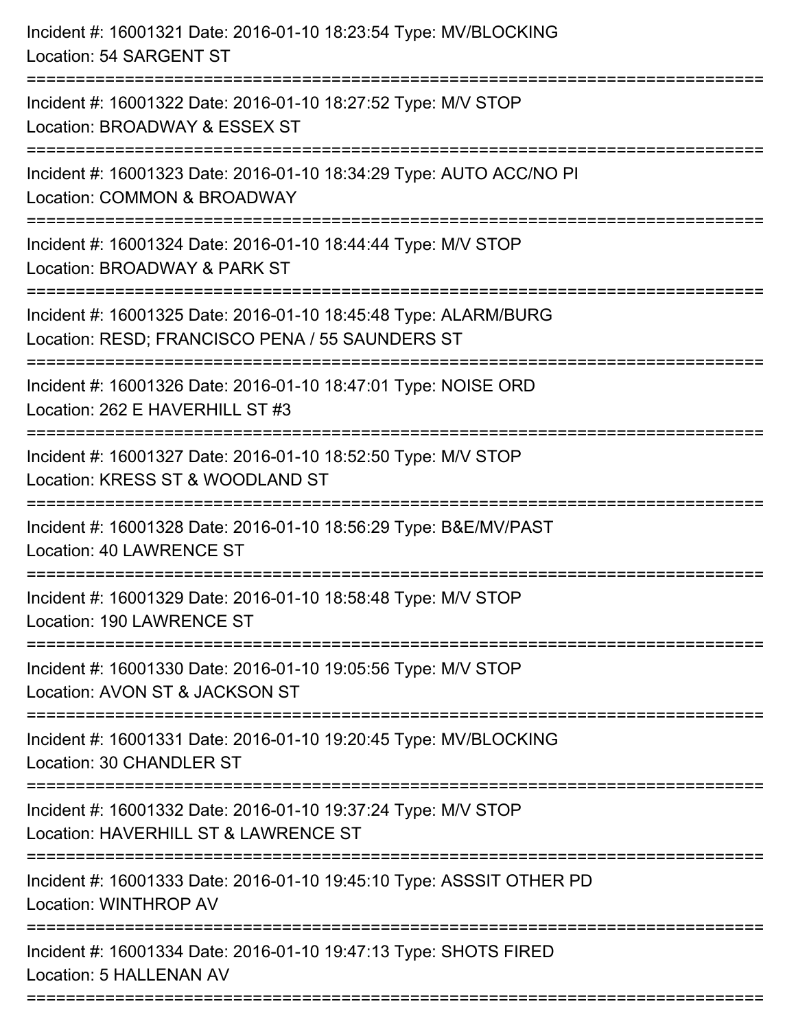Incident #: 16001321 Date: 2016-01-10 18:23:54 Type: MV/BLOCKING
Location: 54 SARGENT ST

===========================================================================

Incident #: 16001322 Date: 2016-01-10 18:27:52 Type: M/V STOP
Location: BROADWAY & ESSEX ST

===========================================================================

Incident #: 16001323 Date: 2016-01-10 18:34:29 Type: AUTO ACC/NO PI
Location: COMMON & BROADWAY

===========================================================================

Incident #: 16001324 Date: 2016-01-10 18:44:44 Type: M/V STOP
Location: BROADWAY & PARK ST

===========================================================================

Incident #: 16001325 Date: 2016-01-10 18:45:48 Type: ALARM/BURG
Location: RESD; FRANCISCO PENA / 55 SAUNDERS ST

===========================================================================

Incident #: 16001326 Date: 2016-01-10 18:47:01 Type: NOISE ORD
Location: 262 E HAVERHILL ST #3

===========================================================================

Incident #: 16001327 Date: 2016-01-10 18:52:50 Type: M/V STOP
Location: KRESS ST & WOODLAND ST

===========================================================================

Incident #: 16001328 Date: 2016-01-10 18:56:29 Type: B&E/MV/PAST
Location: 40 LAWRENCE ST

===========================================================================

Incident #: 16001329 Date: 2016-01-10 18:58:48 Type: M/V STOP
Location: 190 LAWRENCE ST

===========================================================================

Incident #: 16001330 Date: 2016-01-10 19:05:56 Type: M/V STOP
Location: AVON ST & JACKSON ST

===========================================================================

Incident #: 16001331 Date: 2016-01-10 19:20:45 Type: MV/BLOCKING
Location: 30 CHANDLER ST

===========================================================================

Incident #: 16001332 Date: 2016-01-10 19:37:24 Type: M/V STOP
Location: HAVERHILL ST & LAWRENCE ST

===========================================================================

Incident #: 16001333 Date: 2016-01-10 19:45:10 Type: ASSSIT OTHER PD
Location: WINTHROP AV

===========================================================================

Incident #: 16001334 Date: 2016-01-10 19:47:13 Type: SHOTS FIRED
Location: 5 HALLENAN AV

===========================================================================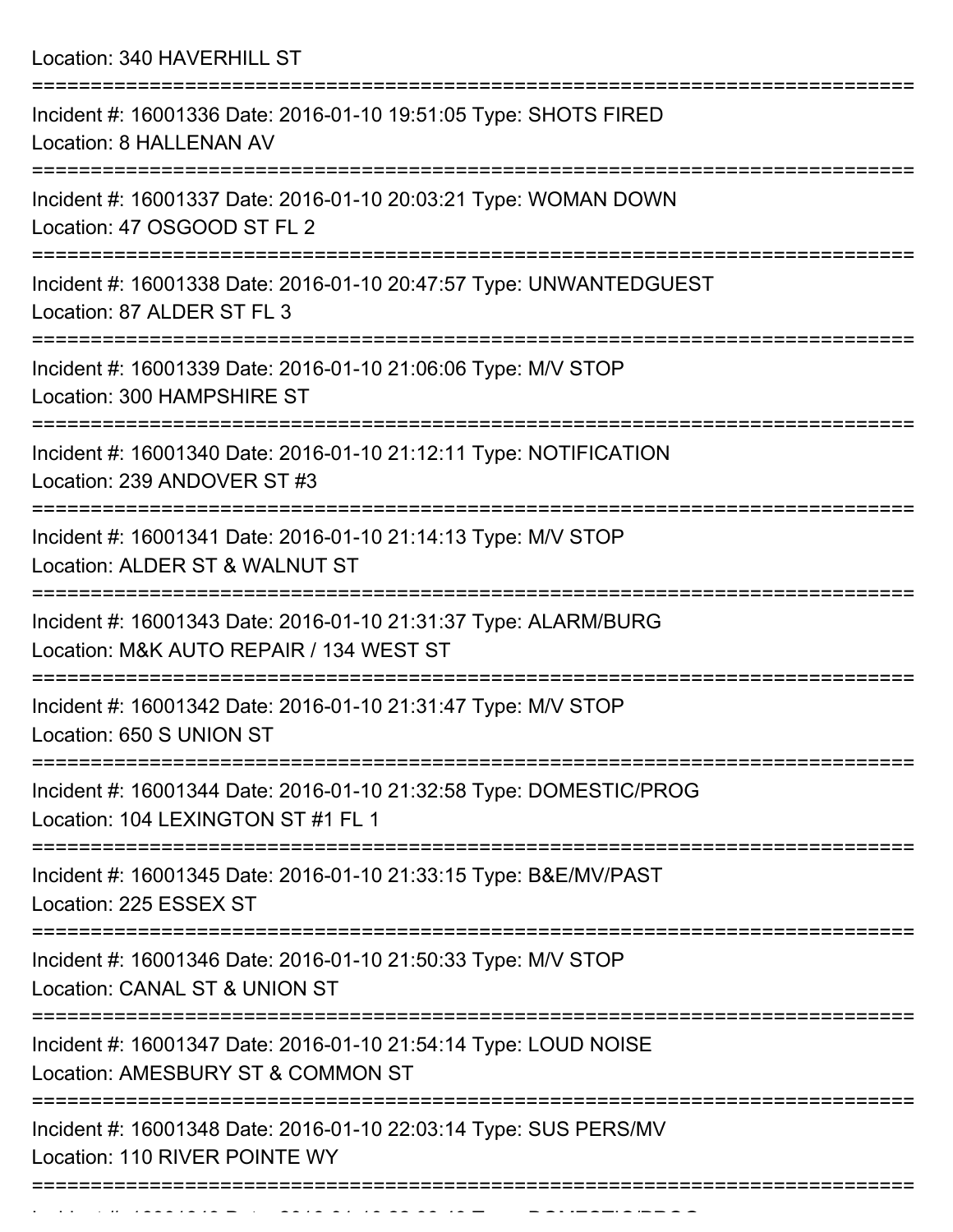Location: 340 HAVERHILL ST

===========================================================================

Incident #: 16001336 Date: 2016-01-10 19:51:05 Type: SHOTS FIRED
Location: 8 HALLENAN AV

===========================================================================

Incident #: 16001337 Date: 2016-01-10 20:03:21 Type: WOMAN DOWN
Location: 47 OSGOOD ST FL 2

===========================================================================

Incident #: 16001338 Date: 2016-01-10 20:47:57 Type: UNWANTEDGUEST
Location: 87 ALDER ST FL 3

===========================================================================

Incident #: 16001339 Date: 2016-01-10 21:06:06 Type: M/V STOP
Location: 300 HAMPSHIRE ST

===========================================================================

Incident #: 16001340 Date: 2016-01-10 21:12:11 Type: NOTIFICATION
Location: 239 ANDOVER ST #3

===========================================================================

Incident #: 16001341 Date: 2016-01-10 21:14:13 Type: M/V STOP
Location: ALDER ST & WALNUT ST

===========================================================================

Incident #: 16001343 Date: 2016-01-10 21:31:37 Type: ALARM/BURG
Location: M&K AUTO REPAIR / 134 WEST ST

===========================================================================

Incident #: 16001342 Date: 2016-01-10 21:31:47 Type: M/V STOP
Location: 650 S UNION ST

===========================================================================

Incident #: 16001344 Date: 2016-01-10 21:32:58 Type: DOMESTIC/PROG
Location: 104 LEXINGTON ST #1 FL 1

===========================================================================

Incident #: 16001345 Date: 2016-01-10 21:33:15 Type: B&E/MV/PAST
Location: 225 ESSEX ST

===========================================================================

Incident #: 16001346 Date: 2016-01-10 21:50:33 Type: M/V STOP
Location: CANAL ST & UNION ST

===========================================================================

Incident #: 16001347 Date: 2016-01-10 21:54:14 Type: LOUD NOISE
Location: AMESBURY ST & COMMON ST

===========================================================================

Incident #: 16001348 Date: 2016-01-10 22:03:14 Type: SUS PERS/MV
Location: 110 RIVER POINTE WY

===========================================================================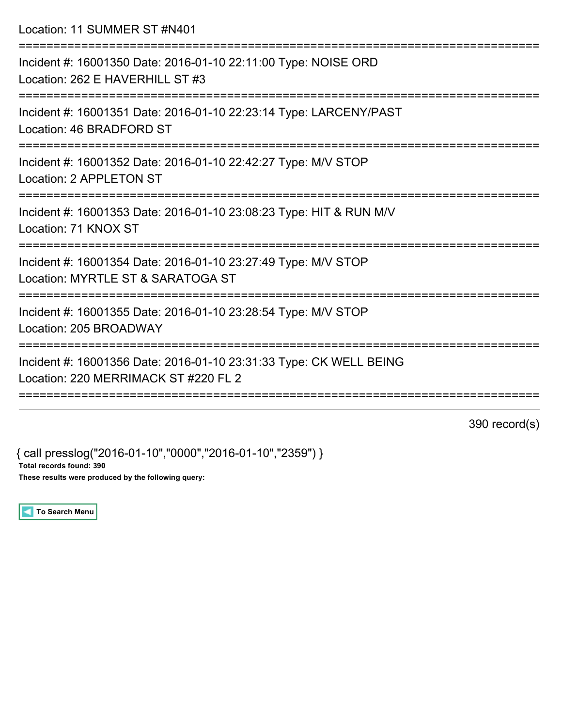Location: 11 SUMMER ST #N401

===========================================================================

Incident #: 16001350 Date: 2016-01-10 22:11:00 Type: NOISE ORD
Location: 262 E HAVERHILL ST #3

===========================================================================

Incident #: 16001351 Date: 2016-01-10 22:23:14 Type: LARCENY/PAST
Location: 46 BRADFORD ST

===========================================================================

Incident #: 16001352 Date: 2016-01-10 22:42:27 Type: M/V STOP
Location: 2 APPLETON ST

===========================================================================

Incident #: 16001353 Date: 2016-01-10 23:08:23 Type: HIT & RUN M/V
Location: 71 KNOX ST

===========================================================================

Incident #: 16001354 Date: 2016-01-10 23:27:49 Type: M/V STOP
Location: MYRTLE ST & SARATOGA ST

===========================================================================

Incident #: 16001355 Date: 2016-01-10 23:28:54 Type: M/V STOP
Location: 205 BROADWAY

===========================================================================

Incident #: 16001356 Date: 2016-01-10 23:31:33 Type: CK WELL BEING
Location: 220 MERRIMACK ST #220 FL 2

===========================================================================

390 record(s)

{ call presslog("2016-01-10","0000","2016-01-10","2359") }

**Total records found: 390**

**These results were produced by the following query:**

To Search Menu